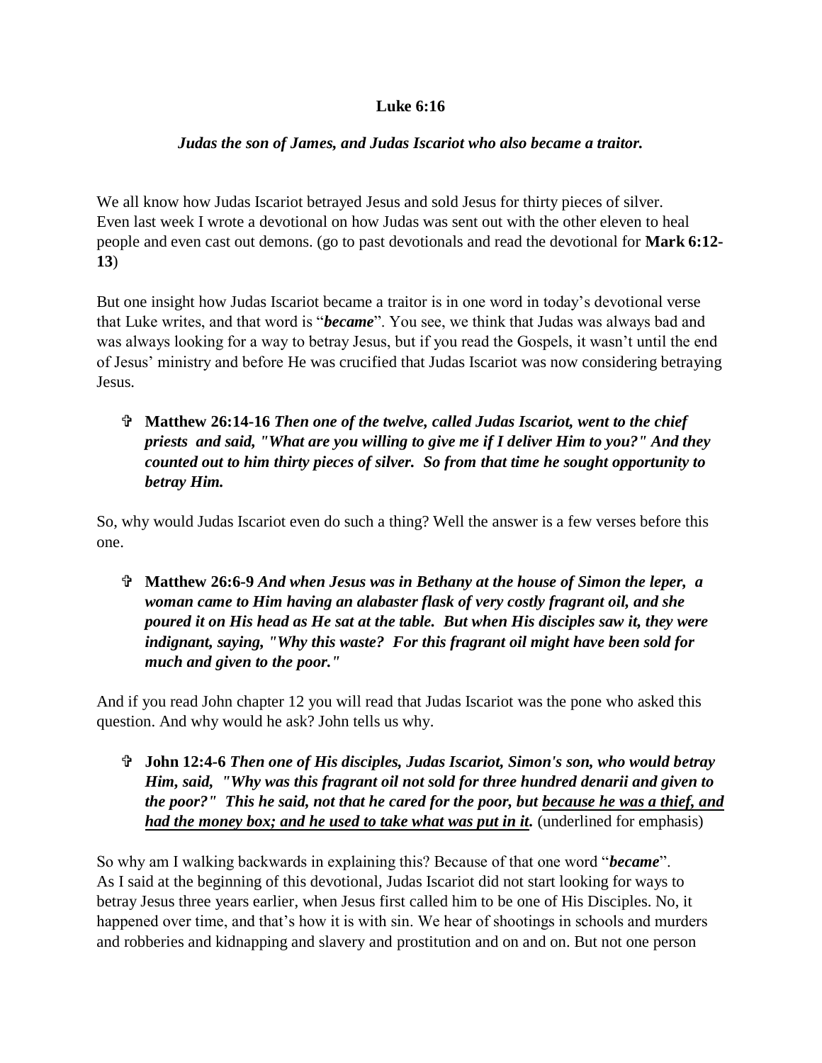**Luke 6:16**

***Judas the son of James, and Judas Iscariot who also became a traitor.***

We all know how Judas Iscariot betrayed Jesus and sold Jesus for thirty pieces of silver. Even last week I wrote a devotional on how Judas was sent out with the other eleven to heal people and even cast out demons. (go to past devotionals and read the devotional for **Mark 6:12-13**)

But one insight how Judas Iscariot became a traitor is in one word in today's devotional verse that Luke writes, and that word is "***became***". You see, we think that Judas was always bad and was always looking for a way to betray Jesus, but if you read the Gospels, it wasn't until the end of Jesus' ministry and before He was crucified that Judas Iscariot was now considering betraying Jesus.

- ✞ **Matthew 26:14-16** ***Then one of the twelve, called Judas Iscariot, went to the chief priests and said, "What are you willing to give me if I deliver Him to you?" And they counted out to him thirty pieces of silver. So from that time he sought opportunity to betray Him.***

So, why would Judas Iscariot even do such a thing? Well the answer is a few verses before this one.

- ✞ **Matthew 26:6-9** ***And when Jesus was in Bethany at the house of Simon the leper, a woman came to Him having an alabaster flask of very costly fragrant oil, and she poured it on His head as He sat at the table. But when His disciples saw it, they were indignant, saying, "Why this waste? For this fragrant oil might have been sold for much and given to the poor."***

And if you read John chapter 12 you will read that Judas Iscariot was the pone who asked this question. And why would he ask? John tells us why.

- ✞ **John 12:4-6** ***Then one of His disciples, Judas Iscariot, Simon's son, who would betray Him, said, "Why was this fragrant oil not sold for three hundred denarii and given to the poor?" This he said, not that he cared for the poor, but <u>because he was a thief, and had the money box; and he used to take what was put in it</u>.*** (underlined for emphasis)

So why am I walking backwards in explaining this? Because of that one word "***became***". As I said at the beginning of this devotional, Judas Iscariot did not start looking for ways to betray Jesus three years earlier, when Jesus first called him to be one of His Disciples. No, it happened over time, and that's how it is with sin. We hear of shootings in schools and murders and robberies and kidnapping and slavery and prostitution and on and on. But not one person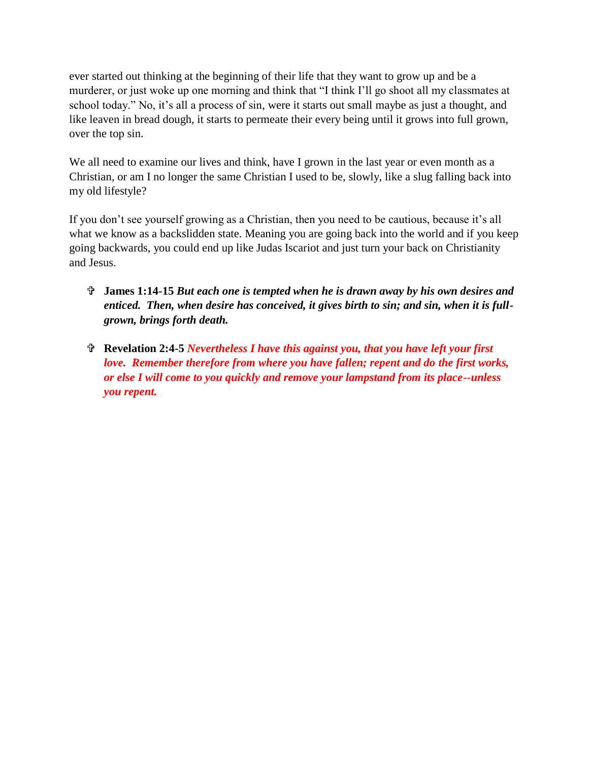ever started out thinking at the beginning of their life that they want to grow up and be a murderer, or just woke up one morning and think that “I think I’ll go shoot all my classmates at school today.” No, it’s all a process of sin, were it starts out small maybe as just a thought, and like leaven in bread dough, it starts to permeate their every being until it grows into full grown, over the top sin.

We all need to examine our lives and think, have I grown in the last year or even month as a Christian, or am I no longer the same Christian I used to be, slowly, like a slug falling back into my old lifestyle?

If you don’t see yourself growing as a Christian, then you need to be cautious, because it’s all what we know as a backslidden state. Meaning you are going back into the world and if you keep going backwards, you could end up like Judas Iscariot and just turn your back on Christianity and Jesus.

- ✞ **James 1:14-15** ***But each one is tempted when he is drawn away by his own desires and enticed. Then, when desire has conceived, it gives birth to sin; and sin, when it is full-grown, brings forth death.***

- ✞ **Revelation 2:4-5** ***Nevertheless I have this against you, that you have left your first love. Remember therefore from where you have fallen; repent and do the first works, or else I will come to you quickly and remove your lampstand from its place--unless you repent.***